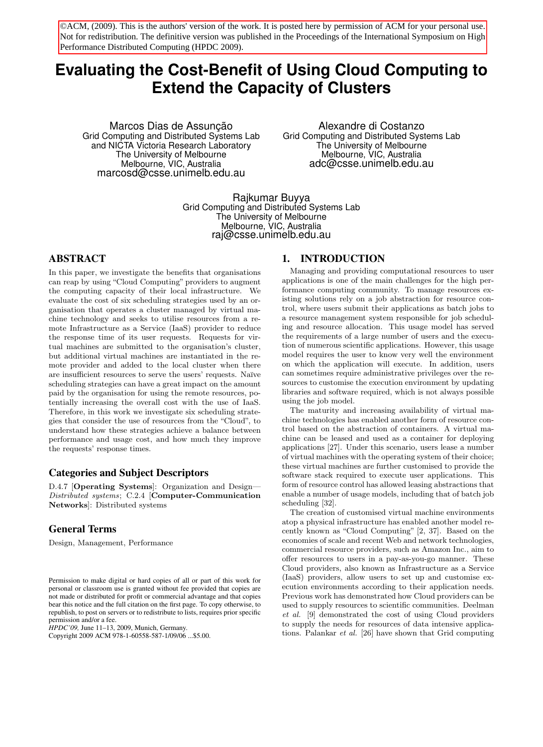©ACM, (2009). This is the authors' version of the work. It is posted here by permission of ACM for your personal use. Not for redistribution. The definitive version was published in the Proceedings of the International Symposium on High Performance Distributed Computing (HPDC 2009).

# Evaluating the Cost-Benefit of Using Cloud Computing to Extend the Capacity of Clusters

Marcos Dias de Assunção
Grid Computing and Distributed Systems Lab
and NICTA Victoria Research Laboratory
The University of Melbourne
Melbourne, VIC, Australia
marcosd@csse.unimelb.edu.au

Alexandre di Costanzo
Grid Computing and Distributed Systems Lab
The University of Melbourne
Melbourne, VIC, Australia
adc@csse.unimelb.edu.au

Rajkumar Buyya
Grid Computing and Distributed Systems Lab
The University of Melbourne
Melbourne, VIC, Australia
raj@csse.unimelb.edu.au

## ABSTRACT

In this paper, we investigate the benefits that organisations can reap by using "Cloud Computing" providers to augment the computing capacity of their local infrastructure. We evaluate the cost of six scheduling strategies used by an organisation that operates a cluster managed by virtual machine technology and seeks to utilise resources from a remote Infrastructure as a Service (IaaS) provider to reduce the response time of its user requests. Requests for virtual machines are submitted to the organisation's cluster, but additional virtual machines are instantiated in the remote provider and added to the local cluster when there are insufficient resources to serve the users' requests. Naïve scheduling strategies can have a great impact on the amount paid by the organisation for using the remote resources, potentially increasing the overall cost with the use of IaaS. Therefore, in this work we investigate six scheduling strategies that consider the use of resources from the "Cloud", to understand how these strategies achieve a balance between performance and usage cost, and how much they improve the requests' response times.

## Categories and Subject Descriptors

D.4.7 [**Operating Systems**]: Organization and Design—*Distributed systems*; C.2.4 [**Computer-Communication Networks**]: Distributed systems

## General Terms

Design, Management, Performance

Permission to make digital or hard copies of all or part of this work for personal or classroom use is granted without fee provided that copies are not made or distributed for profit or commercial advantage and that copies bear this notice and the full citation on the first page. To copy otherwise, to republish, to post on servers or to redistribute to lists, requires prior specific permission and/or a fee.
*HPDC'09,* June 11–13, 2009, Munich, Germany.
Copyright 2009 ACM 978-1-60558-587-1/09/06 ...$5.00.

## 1. INTRODUCTION

Managing and providing computational resources to user applications is one of the main challenges for the high performance computing community. To manage resources existing solutions rely on a job abstraction for resource control, where users submit their applications as batch jobs to a resource management system responsible for job scheduling and resource allocation. This usage model has served the requirements of a large number of users and the execution of numerous scientific applications. However, this usage model requires the user to know very well the environment on which the application will execute. In addition, users can sometimes require administrative privileges over the resources to customise the execution environment by updating libraries and software required, which is not always possible using the job model.

The maturity and increasing availability of virtual machine technologies has enabled another form of resource control based on the abstraction of containers. A virtual machine can be leased and used as a container for deploying applications [27]. Under this scenario, users lease a number of virtual machines with the operating system of their choice; these virtual machines are further customised to provide the software stack required to execute user applications. This form of resource control has allowed leasing abstractions that enable a number of usage models, including that of batch job scheduling [32].

The creation of customised virtual machine environments atop a physical infrastructure has enabled another model recently known as "Cloud Computing" [2, 37]. Based on the economies of scale and recent Web and network technologies, commercial resource providers, such as Amazon Inc., aim to offer resources to users in a pay-as-you-go manner. These Cloud providers, also known as Infrastructure as a Service (IaaS) providers, allow users to set up and customise execution environments according to their application needs. Previous work has demonstrated how Cloud providers can be used to supply resources to scientific communities. Deelman *et al.* [9] demonstrated the cost of using Cloud providers to supply the needs for resources of data intensive applications. Palankar *et al.* [26] have shown that Grid computing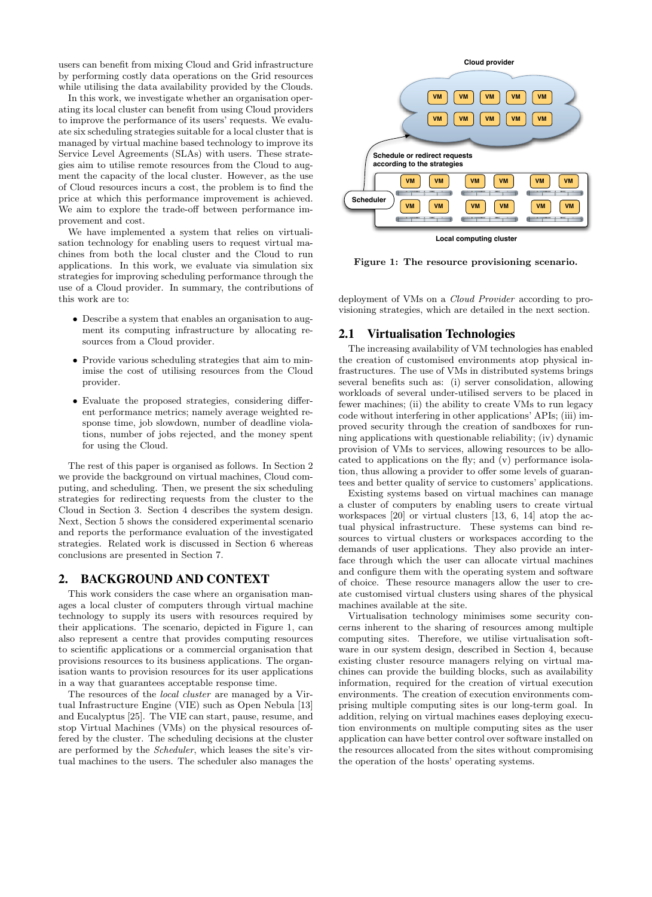users can benefit from mixing Cloud and Grid infrastructure by performing costly data operations on the Grid resources while utilising the data availability provided by the Clouds.

In this work, we investigate whether an organisation operating its local cluster can benefit from using Cloud providers to improve the performance of its users' requests. We evaluate six scheduling strategies suitable for a local cluster that is managed by virtual machine based technology to improve its Service Level Agreements (SLAs) with users. These strategies aim to utilise remote resources from the Cloud to augment the capacity of the local cluster. However, as the use of Cloud resources incurs a cost, the problem is to find the price at which this performance improvement is achieved. We aim to explore the trade-off between performance improvement and cost.

We have implemented a system that relies on virtualisation technology for enabling users to request virtual machines from both the local cluster and the Cloud to run applications. In this work, we evaluate via simulation six strategies for improving scheduling performance through the use of a Cloud provider. In summary, the contributions of this work are to:

- Describe a system that enables an organisation to augment its computing infrastructure by allocating resources from a Cloud provider.
- Provide various scheduling strategies that aim to minimise the cost of utilising resources from the Cloud provider.
- Evaluate the proposed strategies, considering different performance metrics; namely average weighted response time, job slowdown, number of deadline violations, number of jobs rejected, and the money spent for using the Cloud.

The rest of this paper is organised as follows. In Section 2 we provide the background on virtual machines, Cloud computing, and scheduling. Then, we present the six scheduling strategies for redirecting requests from the cluster to the Cloud in Section 3. Section 4 describes the system design. Next, Section 5 shows the considered experimental scenario and reports the performance evaluation of the investigated strategies. Related work is discussed in Section 6 whereas conclusions are presented in Section 7.

## 2. BACKGROUND AND CONTEXT

This work considers the case where an organisation manages a local cluster of computers through virtual machine technology to supply its users with resources required by their applications. The scenario, depicted in Figure 1, can also represent a centre that provides computing resources to scientific applications or a commercial organisation that provisions resources to its business applications. The organisation wants to provision resources for its user applications in a way that guarantees acceptable response time.

The resources of the *local cluster* are managed by a Virtual Infrastructure Engine (VIE) such as Open Nebula [13] and Eucalyptus [25]. The VIE can start, pause, resume, and stop Virtual Machines (VMs) on the physical resources offered by the cluster. The scheduling decisions at the cluster are performed by the *Scheduler*, which leases the site's virtual machines to the users. The scheduler also manages the deployment of VMs on a *Cloud Provider* according to provisioning strategies, which are detailed in the next section.

Figure 1: The resource provisioning scenario.

### 2.1 Virtualisation Technologies

The increasing availability of VM technologies has enabled the creation of customised environments atop physical infrastructures. The use of VMs in distributed systems brings several benefits such as: (i) server consolidation, allowing workloads of several under-utilised servers to be placed in fewer machines; (ii) the ability to create VMs to run legacy code without interfering in other applications' APIs; (iii) improved security through the creation of sandboxes for running applications with questionable reliability; (iv) dynamic provision of VMs to services, allowing resources to be allocated to applications on the fly; and (v) performance isolation, thus allowing a provider to offer some levels of guarantees and better quality of service to customers' applications.

Existing systems based on virtual machines can manage a cluster of computers by enabling users to create virtual workspaces [20] or virtual clusters [13, 6, 14] atop the actual physical infrastructure. These systems can bind resources to virtual clusters or workspaces according to the demands of user applications. They also provide an interface through which the user can allocate virtual machines and configure them with the operating system and software of choice. These resource managers allow the user to create customised virtual clusters using shares of the physical machines available at the site.

Virtualisation technology minimises some security concerns inherent to the sharing of resources among multiple computing sites. Therefore, we utilise virtualisation software in our system design, described in Section 4, because existing cluster resource managers relying on virtual machines can provide the building blocks, such as availability information, required for the creation of virtual execution environments. The creation of execution environments comprising multiple computing sites is our long-term goal. In addition, relying on virtual machines eases deploying execution environments on multiple computing sites as the user application can have better control over software installed on the resources allocated from the sites without compromising the operation of the hosts' operating systems.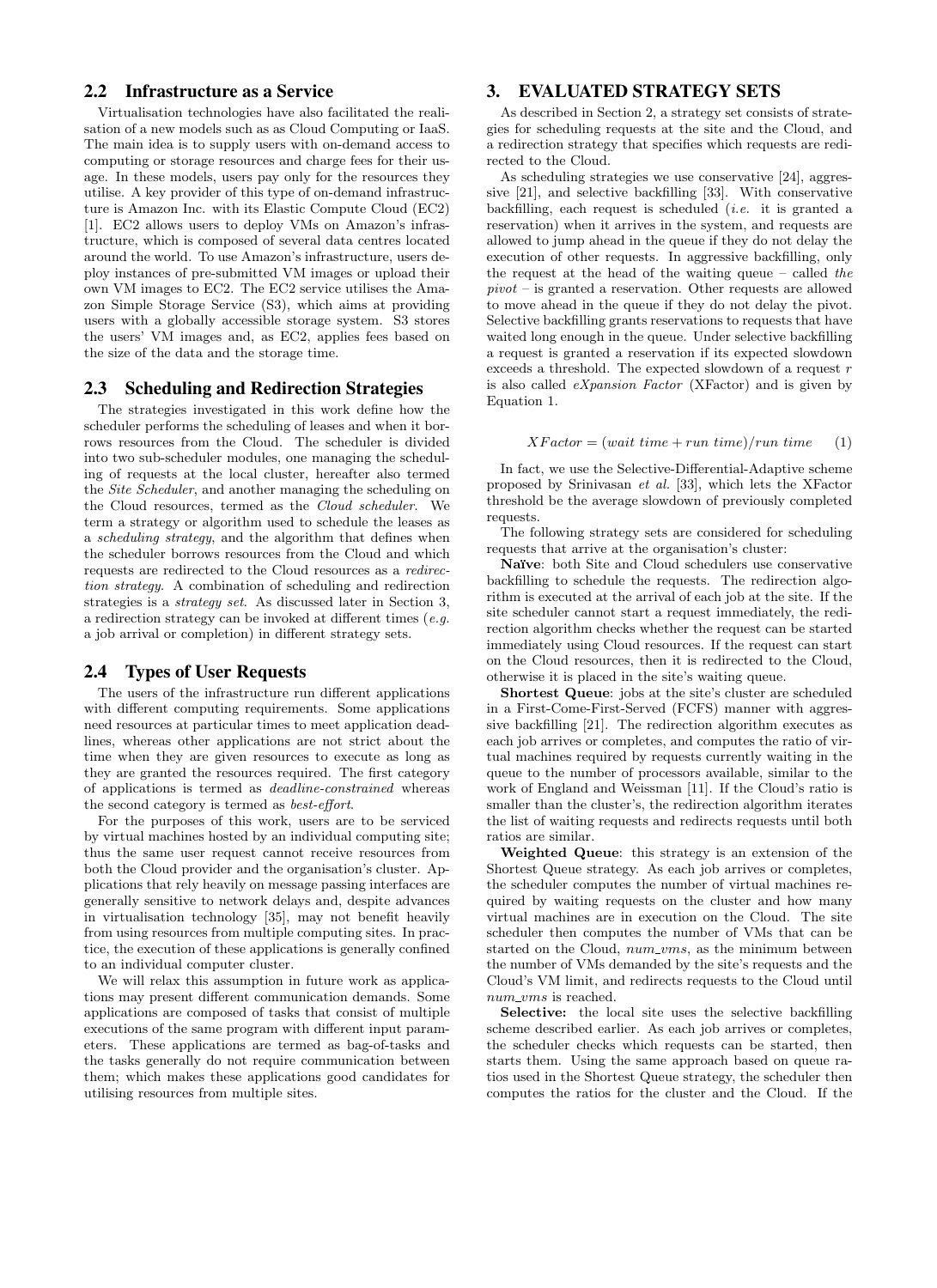## 2.2 Infrastructure as a Service

Virtualisation technologies have also facilitated the realisation of a new models such as as Cloud Computing or IaaS. The main idea is to supply users with on-demand access to computing or storage resources and charge fees for their usage. In these models, users pay only for the resources they utilise. A key provider of this type of on-demand infrastructure is Amazon Inc. with its Elastic Compute Cloud (EC2) [1]. EC2 allows users to deploy VMs on Amazon's infrastructure, which is composed of several data centres located around the world. To use Amazon's infrastructure, users deploy instances of pre-submitted VM images or upload their own VM images to EC2. The EC2 service utilises the Amazon Simple Storage Service (S3), which aims at providing users with a globally accessible storage system. S3 stores the users' VM images and, as EC2, applies fees based on the size of the data and the storage time.

## 2.3 Scheduling and Redirection Strategies

The strategies investigated in this work define how the scheduler performs the scheduling of leases and when it borrows resources from the Cloud. The scheduler is divided into two sub-scheduler modules, one managing the scheduling of requests at the local cluster, hereafter also termed the *Site Scheduler*, and another managing the scheduling on the Cloud resources, termed as the *Cloud scheduler*. We term a strategy or algorithm used to schedule the leases as a *scheduling strategy*, and the algorithm that defines when the scheduler borrows resources from the Cloud and which requests are redirected to the Cloud resources as a *redirection strategy*. A combination of scheduling and redirection strategies is a *strategy set*. As discussed later in Section 3, a redirection strategy can be invoked at different times (*e.g.* a job arrival or completion) in different strategy sets.

## 2.4 Types of User Requests

The users of the infrastructure run different applications with different computing requirements. Some applications need resources at particular times to meet application deadlines, whereas other applications are not strict about the time when they are given resources to execute as long as they are granted the resources required. The first category of applications is termed as *deadline-constrained* whereas the second category is termed as *best-effort*.

For the purposes of this work, users are to be serviced by virtual machines hosted by an individual computing site; thus the same user request cannot receive resources from both the Cloud provider and the organisation's cluster. Applications that rely heavily on message passing interfaces are generally sensitive to network delays and, despite advances in virtualisation technology [35], may not benefit heavily from using resources from multiple computing sites. In practice, the execution of these applications is generally confined to an individual computer cluster.

We will relax this assumption in future work as applications may present different communication demands. Some applications are composed of tasks that consist of multiple executions of the same program with different input parameters. These applications are termed as bag-of-tasks and the tasks generally do not require communication between them; which makes these applications good candidates for utilising resources from multiple sites.

# 3. EVALUATED STRATEGY SETS

As described in Section 2, a strategy set consists of strategies for scheduling requests at the site and the Cloud, and a redirection strategy that specifies which requests are redirected to the Cloud.

As scheduling strategies we use conservative [24], aggressive [21], and selective backfilling [33]. With conservative backfilling, each request is scheduled (*i.e.* it is granted a reservation) when it arrives in the system, and requests are allowed to jump ahead in the queue if they do not delay the execution of other requests. In aggressive backfilling, only the request at the head of the waiting queue – called *the pivot* – is granted a reservation. Other requests are allowed to move ahead in the queue if they do not delay the pivot. Selective backfilling grants reservations to requests that have waited long enough in the queue. Under selective backfilling a request is granted a reservation if its expected slowdown exceeds a threshold. The expected slowdown of a request $r$ is also called *eXpansion Factor* (XFactor) and is given by Equation 1.

$$XFactor = (wait\ time + run\ time)/run\ time \qquad (1)$$

In fact, we use the Selective-Differential-Adaptive scheme proposed by Srinivasan *et al.* [33], which lets the XFactor threshold be the average slowdown of previously completed requests.

The following strategy sets are considered for scheduling requests that arrive at the organisation's cluster:

**Naïve**: both Site and Cloud schedulers use conservative backfilling to schedule the requests. The redirection algorithm is executed at the arrival of each job at the site. If the site scheduler cannot start a request immediately, the redirection algorithm checks whether the request can be started immediately using Cloud resources. If the request can start on the Cloud resources, then it is redirected to the Cloud, otherwise it is placed in the site's waiting queue.

**Shortest Queue**: jobs at the site's cluster are scheduled in a First-Come-First-Served (FCFS) manner with aggressive backfilling [21]. The redirection algorithm executes as each job arrives or completes, and computes the ratio of virtual machines required by requests currently waiting in the queue to the number of processors available, similar to the work of England and Weissman [11]. If the Cloud's ratio is smaller than the cluster's, the redirection algorithm iterates the list of waiting requests and redirects requests until both ratios are similar.

**Weighted Queue**: this strategy is an extension of the Shortest Queue strategy. As each job arrives or completes, the scheduler computes the number of virtual machines required by waiting requests on the cluster and how many virtual machines are in execution on the Cloud. The site scheduler then computes the number of VMs that can be started on the Cloud, *num_vms*, as the minimum between the number of VMs demanded by the site's requests and the Cloud's VM limit, and redirects requests to the Cloud until *num_vms* is reached.

**Selective:** the local site uses the selective backfilling scheme described earlier. As each job arrives or completes, the scheduler checks which requests can be started, then starts them. Using the same approach based on queue ratios used in the Shortest Queue strategy, the scheduler then computes the ratios for the cluster and the Cloud. If the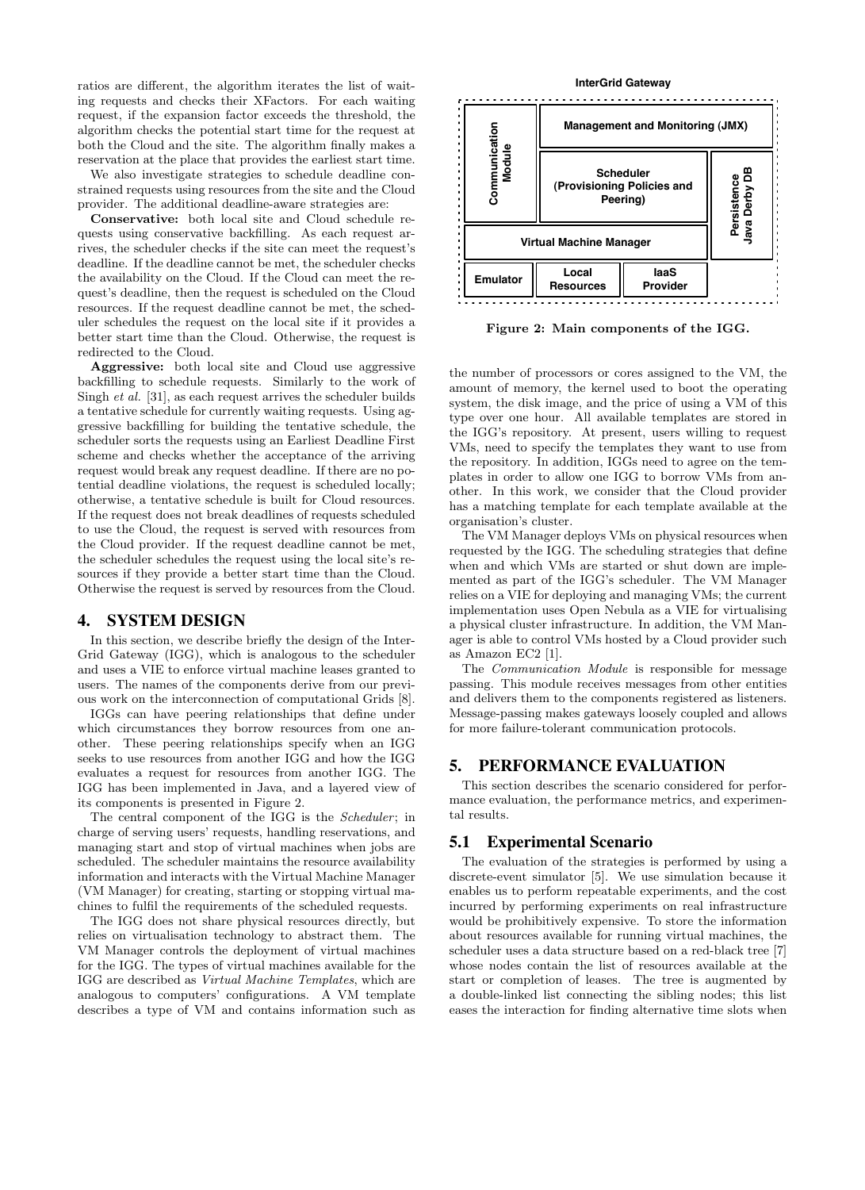ratios are different, the algorithm iterates the list of waiting requests and checks their XFactors. For each waiting request, if the expansion factor exceeds the threshold, the algorithm checks the potential start time for the request at both the Cloud and the site. The algorithm finally makes a reservation at the place that provides the earliest start time.

We also investigate strategies to schedule deadline constrained requests using resources from the site and the Cloud provider. The additional deadline-aware strategies are:

**Conservative:** both local site and Cloud schedule requests using conservative backfilling. As each request arrives, the scheduler checks if the site can meet the request's deadline. If the deadline cannot be met, the scheduler checks the availability on the Cloud. If the Cloud can meet the request's deadline, then the request is scheduled on the Cloud resources. If the request deadline cannot be met, the scheduler schedules the request on the local site if it provides a better start time than the Cloud. Otherwise, the request is redirected to the Cloud.

**Aggressive:** both local site and Cloud use aggressive backfilling to schedule requests. Similarly to the work of Singh *et al.* [31], as each request arrives the scheduler builds a tentative schedule for currently waiting requests. Using aggressive backfilling for building the tentative schedule, the scheduler sorts the requests using an Earliest Deadline First scheme and checks whether the acceptance of the arriving request would break any request deadline. If there are no potential deadline violations, the request is scheduled locally; otherwise, a tentative schedule is built for Cloud resources. If the request does not break deadlines of requests scheduled to use the Cloud, the request is served with resources from the Cloud provider. If the request deadline cannot be met, the scheduler schedules the request using the local site's resources if they provide a better start time than the Cloud. Otherwise the request is served by resources from the Cloud.

## 4. SYSTEM DESIGN

In this section, we describe briefly the design of the InterGrid Gateway (IGG), which is analogous to the scheduler and uses a VIE to enforce virtual machine leases granted to users. The names of the components derive from our previous work on the interconnection of computational Grids [8].

IGGs can have peering relationships that define under which circumstances they borrow resources from one another. These peering relationships specify when an IGG seeks to use resources from another IGG and how the IGG evaluates a request for resources from another IGG. The IGG has been implemented in Java, and a layered view of its components is presented in Figure 2.

The central component of the IGG is the *Scheduler*; in charge of serving users' requests, handling reservations, and managing start and stop of virtual machines when jobs are scheduled. The scheduler maintains the resource availability information and interacts with the Virtual Machine Manager (VM Manager) for creating, starting or stopping virtual machines to fulfil the requirements of the scheduled requests.

The IGG does not share physical resources directly, but relies on virtualisation technology to abstract them. The VM Manager controls the deployment of virtual machines for the IGG. The types of virtual machines available for the IGG are described as *Virtual Machine Templates*, which are analogous to computers' configurations. A VM template describes a type of VM and contains information such as

**InterGrid Gateway**

| Communication Module | Management and Monitoring (JMX) | | |
|---|---|---|---|
| | Scheduler (Provisioning Policies and Peering) | | Persistence Java Derby DB |
| Virtual Machine Manager | | | |
| Emulator | Local Resources | IaaS Provider | |

**Figure 2: Main components of the IGG.**

the number of processors or cores assigned to the VM, the amount of memory, the kernel used to boot the operating system, the disk image, and the price of using a VM of this type over one hour. All available templates are stored in the IGG's repository. At present, users willing to request VMs, need to specify the templates they want to use from the repository. In addition, IGGs need to agree on the templates in order to allow one IGG to borrow VMs from another. In this work, we consider that the Cloud provider has a matching template for each template available at the organisation's cluster.

The VM Manager deploys VMs on physical resources when requested by the IGG. The scheduling strategies that define when and which VMs are started or shut down are implemented as part of the IGG's scheduler. The VM Manager relies on a VIE for deploying and managing VMs; the current implementation uses Open Nebula as a VIE for virtualising a physical cluster infrastructure. In addition, the VM Manager is able to control VMs hosted by a Cloud provider such as Amazon EC2 [1].

The *Communication Module* is responsible for message passing. This module receives messages from other entities and delivers them to the components registered as listeners. Message-passing makes gateways loosely coupled and allows for more failure-tolerant communication protocols.

## 5. PERFORMANCE EVALUATION

This section describes the scenario considered for performance evaluation, the performance metrics, and experimental results.

### 5.1 Experimental Scenario

The evaluation of the strategies is performed by using a discrete-event simulator [5]. We use simulation because it enables us to perform repeatable experiments, and the cost incurred by performing experiments on real infrastructure would be prohibitively expensive. To store the information about resources available for running virtual machines, the scheduler uses a data structure based on a red-black tree [7] whose nodes contain the list of resources available at the start or completion of leases. The tree is augmented by a double-linked list connecting the sibling nodes; this list eases the interaction for finding alternative time slots when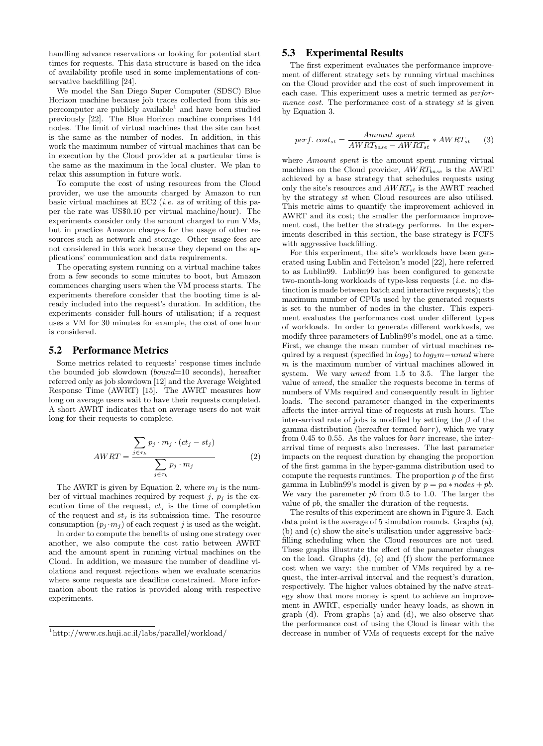handling advance reservations or looking for potential start times for requests. This data structure is based on the idea of availability profile used in some implementations of conservative backfilling [24].

We model the San Diego Super Computer (SDSC) Blue Horizon machine because job traces collected from this supercomputer are publicly available[1] and have been studied previously [22]. The Blue Horizon machine comprises 144 nodes. The limit of virtual machines that the site can host is the same as the number of nodes. In addition, in this work the maximum number of virtual machines that can be in execution by the Cloud provider at a particular time is the same as the maximum in the local cluster. We plan to relax this assumption in future work.

To compute the cost of using resources from the Cloud provider, we use the amounts charged by Amazon to run basic virtual machines at EC2 (*i.e.* as of writing of this paper the rate was US$0.10 per virtual machine/hour). The experiments consider only the amount charged to run VMs, but in practice Amazon charges for the usage of other resources such as network and storage. Other usage fees are not considered in this work because they depend on the applications' communication and data requirements.

The operating system running on a virtual machine takes from a few seconds to some minutes to boot, but Amazon commences charging users when the VM process starts. The experiments therefore consider that the booting time is already included into the request's duration. In addition, the experiments consider full-hours of utilisation; if a request uses a VM for 30 minutes for example, the cost of one hour is considered.

## 5.2 Performance Metrics

Some metrics related to requests' response times include the bounded job slowdown ($bound$=10 seconds), hereafter referred only as job slowdown [12] and the Average Weighted Response Time (AWRT) [15]. The AWRT measures how long on average users wait to have their requests completed. A short AWRT indicates that on average users do not wait long for their requests to complete.

$$AWRT = \frac{\sum_{j \in \tau_k} p_j \cdot m_j \cdot (ct_j - st_j)}{\sum_{j \in \tau_k} p_j \cdot m_j} \qquad (2)$$

The AWRT is given by Equation 2, where $m_j$ is the number of virtual machines required by request $j$, $p_j$ is the execution time of the request, $ct_j$ is the time of completion of the request and $st_j$ is its submission time. The resource consumption ($p_j \cdot m_j$) of each request $j$ is used as the weight.

In order to compute the benefits of using one strategy over another, we also compute the cost ratio between AWRT and the amount spent in running virtual machines on the Cloud. In addition, we measure the number of deadline violations and request rejections when we evaluate scenarios where some requests are deadline constrained. More information about the ratios is provided along with respective experiments.

[1] http://www.cs.huji.ac.il/labs/parallel/workload/

## 5.3 Experimental Results

The first experiment evaluates the performance improvement of different strategy sets by running virtual machines on the Cloud provider and the cost of such improvement in each case. This experiment uses a metric termed as *performance cost*. The performance cost of a strategy $st$ is given by Equation 3.

$$perf.\ cost_{st} = \frac{Amount\ spent}{AWRT_{base} - AWRT_{st}} * AWRT_{st} \qquad (3)$$

where $Amount\ spent$ is the amount spent running virtual machines on the Cloud provider, $AWRT_{base}$ is the AWRT achieved by a base strategy that schedules requests using only the site's resources and $AWRT_{st}$ is the AWRT reached by the strategy $st$ when Cloud resources are also utilised. This metric aims to quantify the improvement achieved in AWRT and its cost; the smaller the performance improvement cost, the better the strategy performs. In the experiments described in this section, the base strategy is FCFS with aggressive backfilling.

For this experiment, the site's workloads have been generated using Lublin and Feitelson's model [22], here referred to as Lublin99. Lublin99 has been configured to generate two-month-long workloads of type-less requests (*i.e.* no distinction is made between batch and interactive requests); the maximum number of CPUs used by the generated requests is set to the number of nodes in the cluster. This experiment evaluates the performance cost under different types of workloads. In order to generate different workloads, we modify three parameters of Lublin99's model, one at a time. First, we change the mean number of virtual machines required by a request (specified in $log_2$) to $log_2 m - umed$ where $m$ is the maximum number of virtual machines allowed in system. We vary $umed$ from 1.5 to 3.5. The larger the value of $umed$, the smaller the requests become in terms of numbers of VMs required and consequently result in lighter loads. The second parameter changed in the experiments affects the inter-arrival time of requests at rush hours. The inter-arrival rate of jobs is modified by setting the $\beta$ of the gamma distribution (hereafter termed $barr$), which we vary from 0.45 to 0.55. As the values for $barr$ increase, the inter-arrival time of requests also increases. The last parameter impacts on the request duration by changing the proportion of the first gamma in the hyper-gamma distribution used to compute the requests runtimes. The proportion $p$ of the first gamma in Lublin99's model is given by $p = pa * nodes + pb$. We vary the paremeter $pb$ from 0.5 to 1.0. The larger the value of $pb$, the smaller the duration of the requests.

The results of this experiment are shown in Figure 3. Each data point is the average of 5 simulation rounds. Graphs (a), (b) and (c) show the site's utilisation under aggressive backfilling scheduling when the Cloud resources are not used. These graphs illustrate the effect of the parameter changes on the load. Graphs (d), (e) and (f) show the performance cost when we vary: the number of VMs required by a request, the inter-arrival interval and the request's duration, respectively. The higher values obtained by the naïve strategy show that more money is spent to achieve an improvement in AWRT, especially under heavy loads, as shown in graph (d). From graphs (a) and (d), we also observe that the performance cost of using the Cloud is linear with the decrease in number of VMs of requests except for the naïve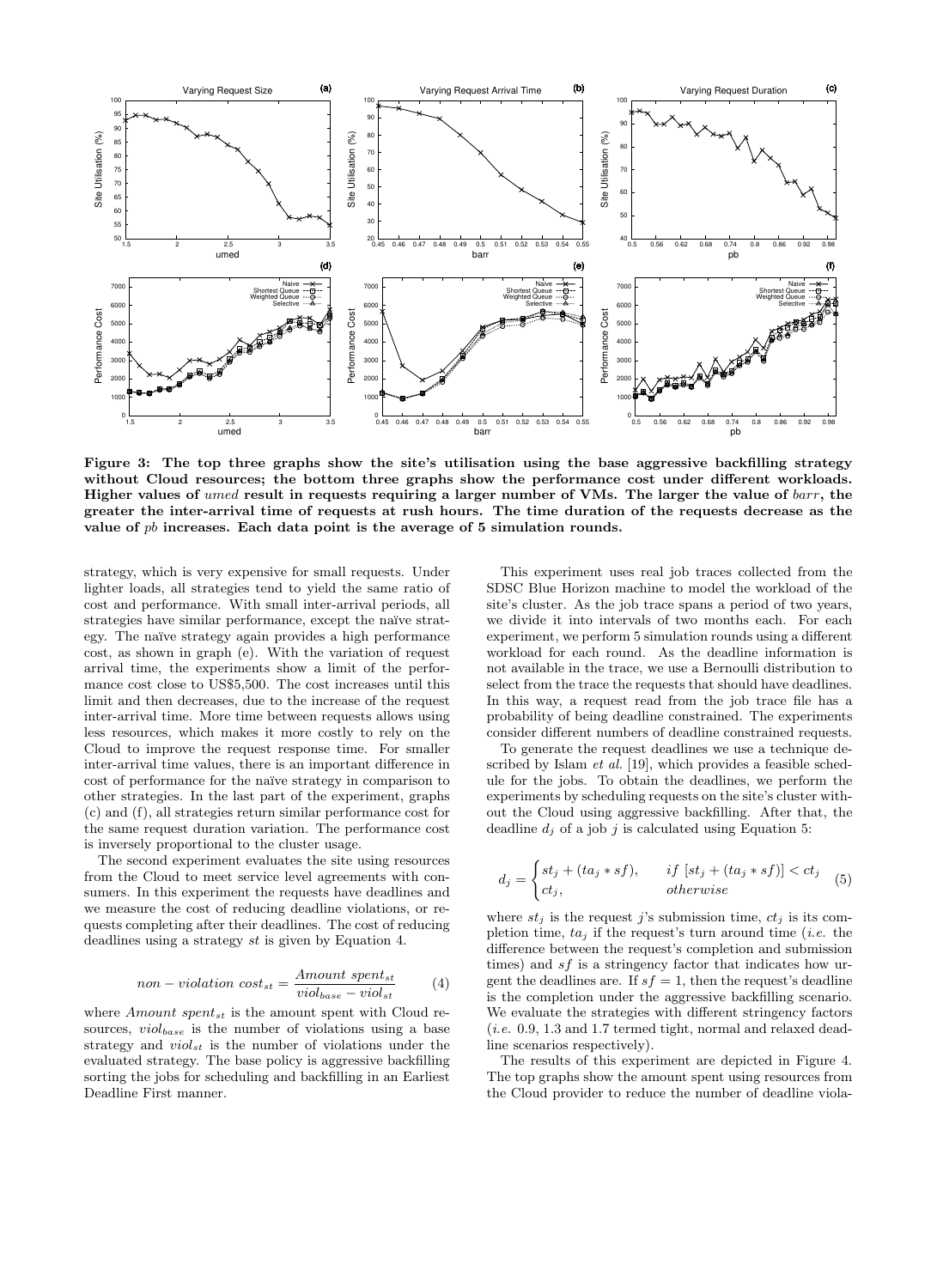**Figure 3: The top three graphs show the site's utilisation using the base aggressive backfilling strategy without Cloud resources; the bottom three graphs show the performance cost under different workloads. Higher values of *umed* result in requests requiring a larger number of VMs. The larger the value of *barr*, the greater the inter-arrival time of requests at rush hours. The time duration of the requests decrease as the value of *pb* increases. Each data point is the average of 5 simulation rounds.**

strategy, which is very expensive for small requests. Under lighter loads, all strategies tend to yield the same ratio of cost and performance. With small inter-arrival periods, all strategies have similar performance, except the naïve strategy. The naïve strategy again provides a high performance cost, as shown in graph (e). With the variation of request arrival time, the experiments show a limit of the performance cost close to US\$5,500. The cost increases until this limit and then decreases, due to the increase of the request inter-arrival time. More time between requests allows using less resources, which makes it more costly to rely on the Cloud to improve the request response time. For smaller inter-arrival time values, there is an important difference in cost of performance for the naïve strategy in comparison to other strategies. In the last part of the experiment, graphs (c) and (f), all strategies return similar performance cost for the same request duration variation. The performance cost is inversely proportional to the cluster usage.

The second experiment evaluates the site using resources from the Cloud to meet service level agreements with consumers. In this experiment the requests have deadlines and we measure the cost of reducing deadline violations, or requests completing after their deadlines. The cost of reducing deadlines using a strategy *st* is given by Equation 4.

$$non-violation\ cost_{st} = \frac{Amount\ spent_{st}}{viol_{base} - viol_{st}} \qquad (4)$$

where $Amount\ spent_{st}$ is the amount spent with Cloud resources, $viol_{base}$ is the number of violations using a base strategy and $viol_{st}$ is the number of violations under the evaluated strategy. The base policy is aggressive backfilling sorting the jobs for scheduling and backfilling in an Earliest Deadline First manner.

This experiment uses real job traces collected from the SDSC Blue Horizon machine to model the workload of the site's cluster. As the job trace spans a period of two years, we divide it into intervals of two months each. For each experiment, we perform 5 simulation rounds using a different workload for each round. As the deadline information is not available in the trace, we use a Bernoulli distribution to select from the trace the requests that should have deadlines. In this way, a request read from the job trace file has a probability of being deadline constrained. The experiments consider different numbers of deadline constrained requests.

To generate the request deadlines we use a technique described by Islam *et al.* [19], which provides a feasible schedule for the jobs. To obtain the deadlines, we perform the experiments by scheduling requests on the site's cluster without the Cloud using aggressive backfilling. After that, the deadline $d_j$ of a job $j$ is calculated using Equation 5:

$$d_j = \begin{cases} st_j + (ta_j * sf), & if\ [st_j + (ta_j * sf)] < ct_j \\ ct_j, & otherwise \end{cases} \qquad (5)$$

where $st_j$ is the request $j$'s submission time, $ct_j$ is its completion time, $ta_j$ if the request's turn around time (*i.e.* the difference between the request's completion and submission times) and $sf$ is a stringency factor that indicates how urgent the deadlines are. If $sf = 1$, then the request's deadline is the completion under the aggressive backfilling scenario. We evaluate the strategies with different stringency factors (*i.e.* 0.9, 1.3 and 1.7 termed tight, normal and relaxed deadline scenarios respectively).

The results of this experiment are depicted in Figure 4. The top graphs show the amount spent using resources from the Cloud provider to reduce the number of deadline viola-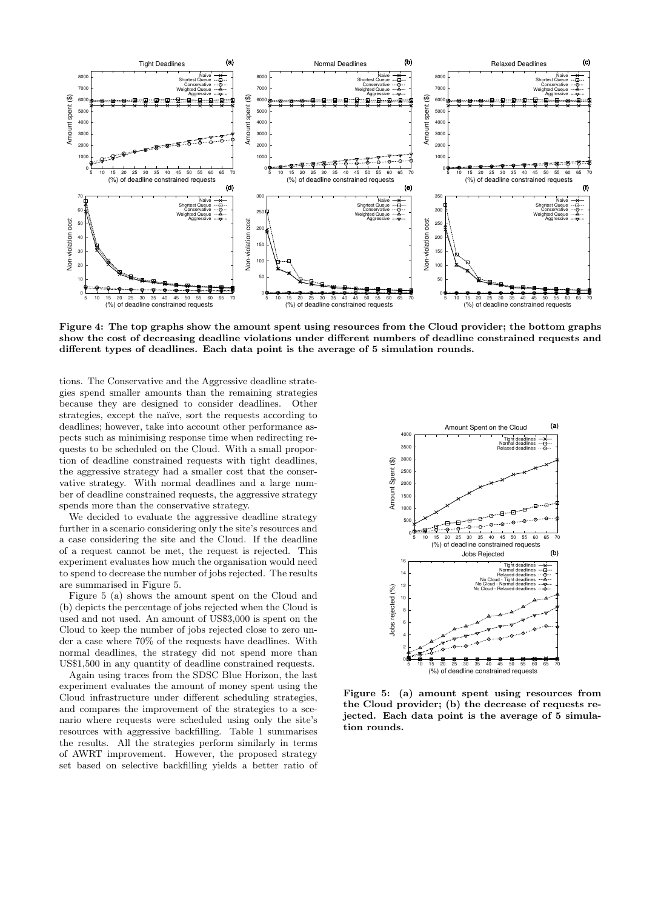**Figure 4: The top graphs show the amount spent using resources from the Cloud provider; the bottom graphs show the cost of decreasing deadline violations under different numbers of deadline constrained requests and different types of deadlines. Each data point is the average of 5 simulation rounds.**

tions. The Conservative and the Aggressive deadline strategies spend smaller amounts than the remaining strategies because they are designed to consider deadlines. Other strategies, except the naïve, sort the requests according to deadlines; however, take into account other performance aspects such as minimising response time when redirecting requests to be scheduled on the Cloud. With a small proportion of deadline constrained requests with tight deadlines, the aggressive strategy had a smaller cost that the conservative strategy. With normal deadlines and a large number of deadline constrained requests, the aggressive strategy spends more than the conservative strategy.

We decided to evaluate the aggressive deadline strategy further in a scenario considering only the site's resources and a case considering the site and the Cloud. If the deadline of a request cannot be met, the request is rejected. This experiment evaluates how much the organisation would need to spend to decrease the number of jobs rejected. The results are summarised in Figure 5.

Figure 5 (a) shows the amount spent on the Cloud and (b) depicts the percentage of jobs rejected when the Cloud is used and not used. An amount of US$3,000 is spent on the Cloud to keep the number of jobs rejected close to zero under a case where 70% of the requests have deadlines. With normal deadlines, the strategy did not spend more than US$1,500 in any quantity of deadline constrained requests.

Again using traces from the SDSC Blue Horizon, the last experiment evaluates the amount of money spent using the Cloud infrastructure under different scheduling strategies, and compares the improvement of the strategies to a scenario where requests were scheduled using only the site's resources with aggressive backfilling. Table 1 summarises the results. All the strategies perform similarly in terms of AWRT improvement. However, the proposed strategy set based on selective backfilling yields a better ratio of

**Figure 5: (a) amount spent using resources from the Cloud provider; (b) the decrease of requests rejected. Each data point is the average of 5 simulation rounds.**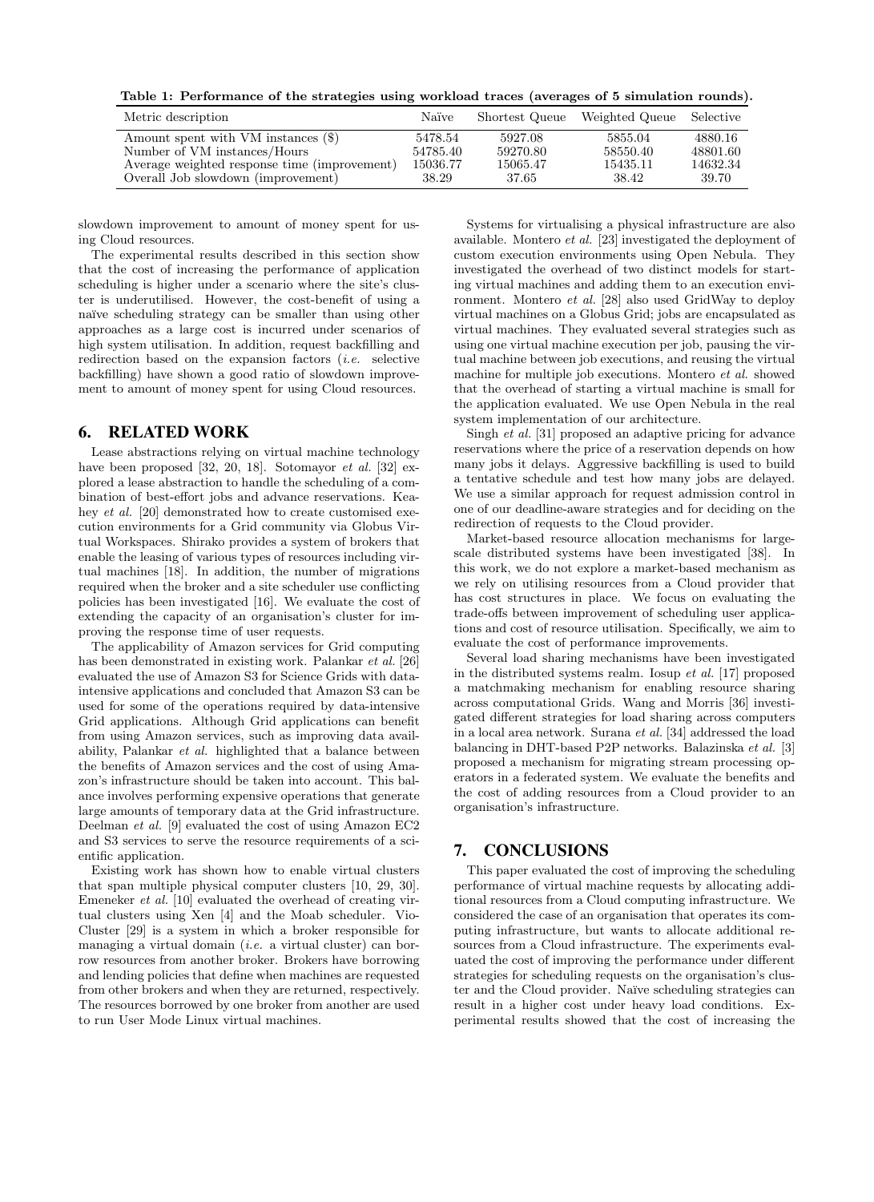Table 1: Performance of the strategies using workload traces (averages of 5 simulation rounds).

| Metric description | Naïve | Shortest Queue | Weighted Queue | Selective |
|---|---|---|---|---|
| Amount spent with VM instances ($) | 5478.54 | 5927.08 | 5855.04 | 4880.16 |
| Number of VM instances/Hours | 54785.40 | 59270.80 | 58550.40 | 48801.60 |
| Average weighted response time (improvement) | 15036.77 | 15065.47 | 15435.11 | 14632.34 |
| Overall Job slowdown (improvement) | 38.29 | 37.65 | 38.42 | 39.70 |

slowdown improvement to amount of money spent for using Cloud resources.

The experimental results described in this section show that the cost of increasing the performance of application scheduling is higher under a scenario where the site's cluster is underutilised. However, the cost-benefit of using a naïve scheduling strategy can be smaller than using other approaches as a large cost is incurred under scenarios of high system utilisation. In addition, request backfilling and redirection based on the expansion factors (*i.e.* selective backfilling) have shown a good ratio of slowdown improvement to amount of money spent for using Cloud resources.

## 6. RELATED WORK

Lease abstractions relying on virtual machine technology have been proposed [32, 20, 18]. Sotomayor *et al.* [32] explored a lease abstraction to handle the scheduling of a combination of best-effort jobs and advance reservations. Keahey *et al.* [20] demonstrated how to create customised execution environments for a Grid community via Globus Virtual Workspaces. Shirako provides a system of brokers that enable the leasing of various types of resources including virtual machines [18]. In addition, the number of migrations required when the broker and a site scheduler use conflicting policies has been investigated [16]. We evaluate the cost of extending the capacity of an organisation's cluster for improving the response time of user requests.

The applicability of Amazon services for Grid computing has been demonstrated in existing work. Palankar *et al.* [26] evaluated the use of Amazon S3 for Science Grids with data-intensive applications and concluded that Amazon S3 can be used for some of the operations required by data-intensive Grid applications. Although Grid applications can benefit from using Amazon services, such as improving data availability, Palankar *et al.* highlighted that a balance between the benefits of Amazon services and the cost of using Amazon's infrastructure should be taken into account. This balance involves performing expensive operations that generate large amounts of temporary data at the Grid infrastructure. Deelman *et al.* [9] evaluated the cost of using Amazon EC2 and S3 services to serve the resource requirements of a scientific application.

Existing work has shown how to enable virtual clusters that span multiple physical computer clusters [10, 29, 30]. Emeneker *et al.* [10] evaluated the overhead of creating virtual clusters using Xen [4] and the Moab scheduler. VioCluster [29] is a system in which a broker responsible for managing a virtual domain (*i.e.* a virtual cluster) can borrow resources from another broker. Brokers have borrowing and lending policies that define when machines are requested from other brokers and when they are returned, respectively. The resources borrowed by one broker from another are used to run User Mode Linux virtual machines.

Systems for virtualising a physical infrastructure are also available. Montero *et al.* [23] investigated the deployment of custom execution environments using Open Nebula. They investigated the overhead of two distinct models for starting virtual machines and adding them to an execution environment. Montero *et al.* [28] also used GridWay to deploy virtual machines on a Globus Grid; jobs are encapsulated as virtual machines. They evaluated several strategies such as using one virtual machine execution per job, pausing the virtual machine between job executions, and reusing the virtual machine for multiple job executions. Montero *et al.* showed that the overhead of starting a virtual machine is small for the application evaluated. We use Open Nebula in the real system implementation of our architecture.

Singh *et al.* [31] proposed an adaptive pricing for advance reservations where the price of a reservation depends on how many jobs it delays. Aggressive backfilling is used to build a tentative schedule and test how many jobs are delayed. We use a similar approach for request admission control in one of our deadline-aware strategies and for deciding on the redirection of requests to the Cloud provider.

Market-based resource allocation mechanisms for large-scale distributed systems have been investigated [38]. In this work, we do not explore a market-based mechanism as we rely on utilising resources from a Cloud provider that has cost structures in place. We focus on evaluating the trade-offs between improvement of scheduling user applications and cost of resource utilisation. Specifically, we aim to evaluate the cost of performance improvements.

Several load sharing mechanisms have been investigated in the distributed systems realm. Iosup *et al.* [17] proposed a matchmaking mechanism for enabling resource sharing across computational Grids. Wang and Morris [36] investigated different strategies for load sharing across computers in a local area network. Surana *et al.* [34] addressed the load balancing in DHT-based P2P networks. Balazinska *et al.* [3] proposed a mechanism for migrating stream processing operators in a federated system. We evaluate the benefits and the cost of adding resources from a Cloud provider to an organisation's infrastructure.

## 7. CONCLUSIONS

This paper evaluated the cost of improving the scheduling performance of virtual machine requests by allocating additional resources from a Cloud computing infrastructure. We considered the case of an organisation that operates its computing infrastructure, but wants to allocate additional resources from a Cloud infrastructure. The experiments evaluated the cost of improving the performance under different strategies for scheduling requests on the organisation's cluster and the Cloud provider. Naïve scheduling strategies can result in a higher cost under heavy load conditions. Experimental results showed that the cost of increasing the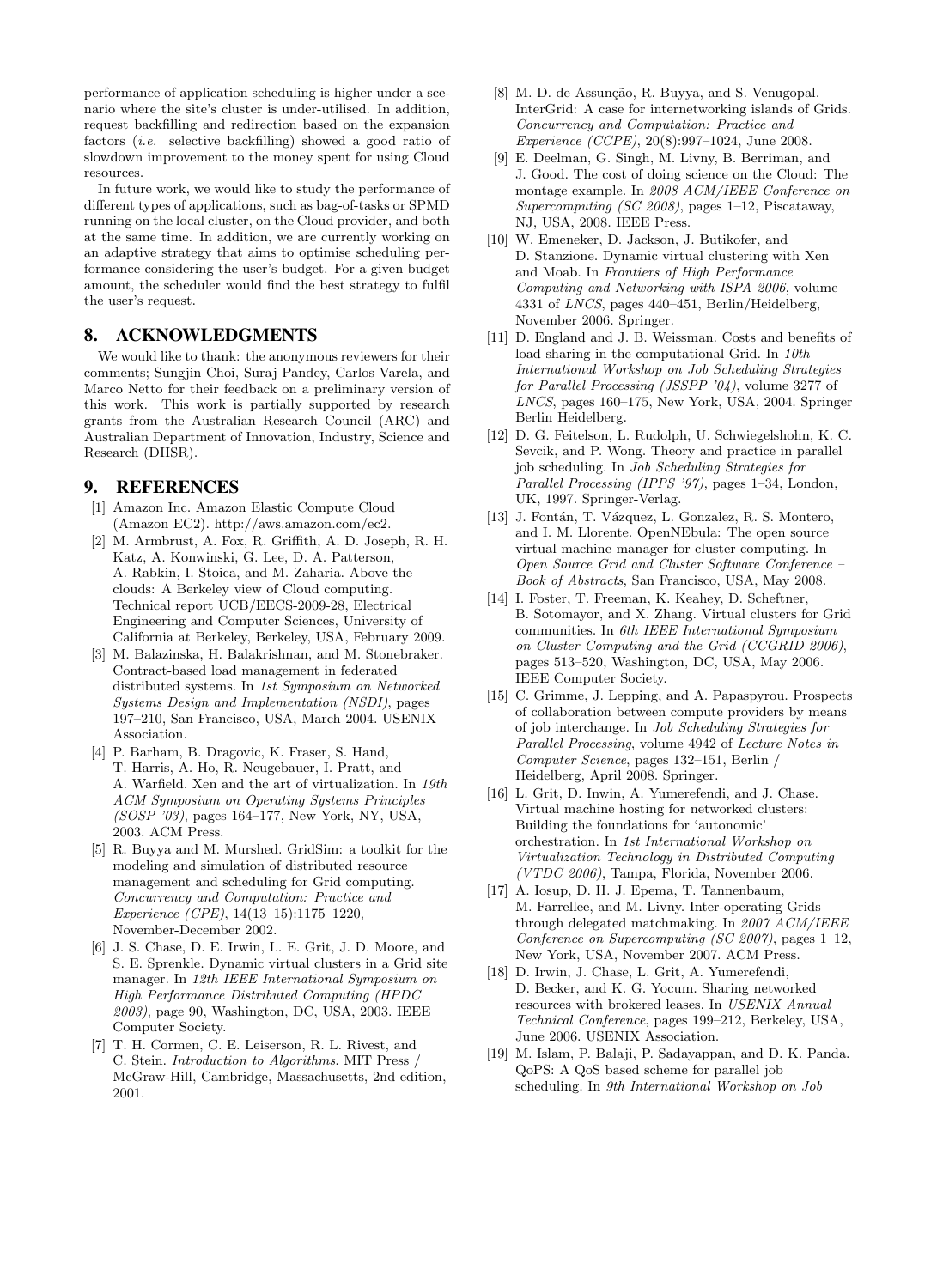performance of application scheduling is higher under a scenario where the site's cluster is under-utilised. In addition, request backfilling and redirection based on the expansion factors (*i.e.* selective backfilling) showed a good ratio of slowdown improvement to the money spent for using Cloud resources.

In future work, we would like to study the performance of different types of applications, such as bag-of-tasks or SPMD running on the local cluster, on the Cloud provider, and both at the same time. In addition, we are currently working on an adaptive strategy that aims to optimise scheduling performance considering the user's budget. For a given budget amount, the scheduler would find the best strategy to fulfil the user's request.

## 8. ACKNOWLEDGMENTS

We would like to thank: the anonymous reviewers for their comments; Sungjin Choi, Suraj Pandey, Carlos Varela, and Marco Netto for their feedback on a preliminary version of this work. This work is partially supported by research grants from the Australian Research Council (ARC) and Australian Department of Innovation, Industry, Science and Research (DIISR).

## 9. REFERENCES

[1] Amazon Inc. Amazon Elastic Compute Cloud (Amazon EC2). http://aws.amazon.com/ec2.

[2] M. Armbrust, A. Fox, R. Griffith, A. D. Joseph, R. H. Katz, A. Konwinski, G. Lee, D. A. Patterson, A. Rabkin, I. Stoica, and M. Zaharia. Above the clouds: A Berkeley view of Cloud computing. Technical report UCB/EECS-2009-28, Electrical Engineering and Computer Sciences, University of California at Berkeley, Berkeley, USA, February 2009.

[3] M. Balazinska, H. Balakrishnan, and M. Stonebraker. Contract-based load management in federated distributed systems. In *1st Symposium on Networked Systems Design and Implementation (NSDI)*, pages 197–210, San Francisco, USA, March 2004. USENIX Association.

[4] P. Barham, B. Dragovic, K. Fraser, S. Hand, T. Harris, A. Ho, R. Neugebauer, I. Pratt, and A. Warfield. Xen and the art of virtualization. In *19th ACM Symposium on Operating Systems Principles (SOSP '03)*, pages 164–177, New York, NY, USA, 2003. ACM Press.

[5] R. Buyya and M. Murshed. GridSim: a toolkit for the modeling and simulation of distributed resource management and scheduling for Grid computing. *Concurrency and Computation: Practice and Experience (CPE)*, 14(13–15):1175–1220, November-December 2002.

[6] J. S. Chase, D. E. Irwin, L. E. Grit, J. D. Moore, and S. E. Sprenkle. Dynamic virtual clusters in a Grid site manager. In *12th IEEE International Symposium on High Performance Distributed Computing (HPDC 2003)*, page 90, Washington, DC, USA, 2003. IEEE Computer Society.

[7] T. H. Cormen, C. E. Leiserson, R. L. Rivest, and C. Stein. *Introduction to Algorithms*. MIT Press / McGraw-Hill, Cambridge, Massachusetts, 2nd edition, 2001.

[8] M. D. de Assunção, R. Buyya, and S. Venugopal. InterGrid: A case for internetworking islands of Grids. *Concurrency and Computation: Practice and Experience (CCPE)*, 20(8):997–1024, June 2008.

[9] E. Deelman, G. Singh, M. Livny, B. Berriman, and J. Good. The cost of doing science on the Cloud: The montage example. In *2008 ACM/IEEE Conference on Supercomputing (SC 2008)*, pages 1–12, Piscataway, NJ, USA, 2008. IEEE Press.

[10] W. Emeneker, D. Jackson, J. Butikofer, and D. Stanzione. Dynamic virtual clustering with Xen and Moab. In *Frontiers of High Performance Computing and Networking with ISPA 2006*, volume 4331 of *LNCS*, pages 440–451, Berlin/Heidelberg, November 2006. Springer.

[11] D. England and J. B. Weissman. Costs and benefits of load sharing in the computational Grid. In *10th International Workshop on Job Scheduling Strategies for Parallel Processing (JSSPP '04)*, volume 3277 of *LNCS*, pages 160–175, New York, USA, 2004. Springer Berlin Heidelberg.

[12] D. G. Feitelson, L. Rudolph, U. Schwiegelshohn, K. C. Sevcik, and P. Wong. Theory and practice in parallel job scheduling. In *Job Scheduling Strategies for Parallel Processing (IPPS '97)*, pages 1–34, London, UK, 1997. Springer-Verlag.

[13] J. Fontán, T. Vázquez, L. Gonzalez, R. S. Montero, and I. M. Llorente. OpenNEbula: The open source virtual machine manager for cluster computing. In *Open Source Grid and Cluster Software Conference – Book of Abstracts*, San Francisco, USA, May 2008.

[14] I. Foster, T. Freeman, K. Keahey, D. Scheftner, B. Sotomayor, and X. Zhang. Virtual clusters for Grid communities. In *6th IEEE International Symposium on Cluster Computing and the Grid (CCGRID 2006)*, pages 513–520, Washington, DC, USA, May 2006. IEEE Computer Society.

[15] C. Grimme, J. Lepping, and A. Papaspyrou. Prospects of collaboration between compute providers by means of job interchange. In *Job Scheduling Strategies for Parallel Processing*, volume 4942 of *Lecture Notes in Computer Science*, pages 132–151, Berlin / Heidelberg, April 2008. Springer.

[16] L. Grit, D. Inwin, A. Yumerefendi, and J. Chase. Virtual machine hosting for networked clusters: Building the foundations for 'autonomic' orchestration. In *1st International Workshop on Virtualization Technology in Distributed Computing (VTDC 2006)*, Tampa, Florida, November 2006.

[17] A. Iosup, D. H. J. Epema, T. Tannenbaum, M. Farrellee, and M. Livny. Inter-operating Grids through delegated matchmaking. In *2007 ACM/IEEE Conference on Supercomputing (SC 2007)*, pages 1–12, New York, USA, November 2007. ACM Press.

[18] D. Irwin, J. Chase, L. Grit, A. Yumerefendi, D. Becker, and K. G. Yocum. Sharing networked resources with brokered leases. In *USENIX Annual Technical Conference*, pages 199–212, Berkeley, USA, June 2006. USENIX Association.

[19] M. Islam, P. Balaji, P. Sadayappan, and D. K. Panda. QoPS: A QoS based scheme for parallel job scheduling. In *9th International Workshop on Job*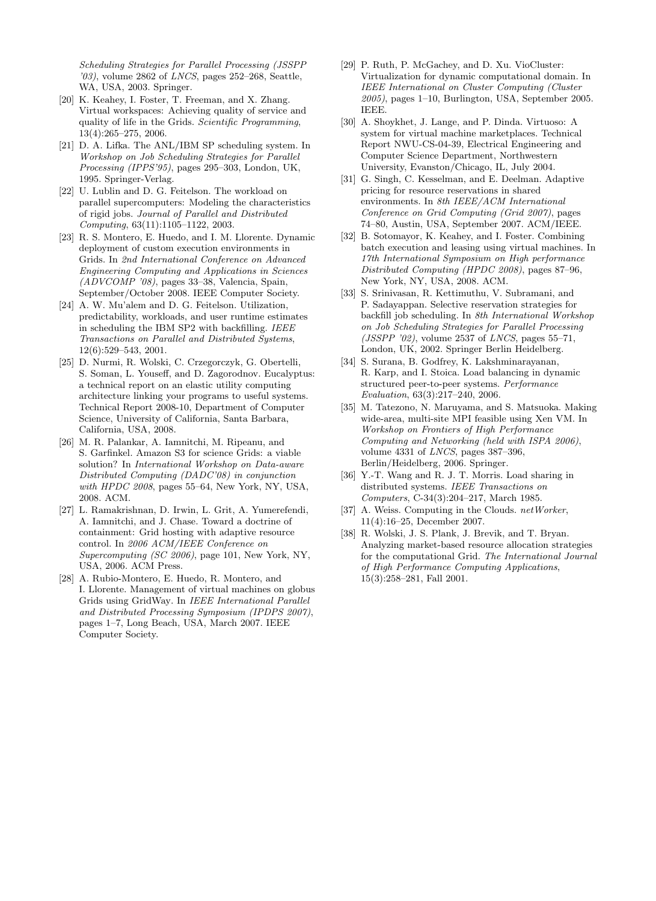*Scheduling Strategies for Parallel Processing (JSSPP '03)*, volume 2862 of *LNCS*, pages 252–268, Seattle, WA, USA, 2003. Springer.

[20] K. Keahey, I. Foster, T. Freeman, and X. Zhang. Virtual workspaces: Achieving quality of service and quality of life in the Grids. *Scientific Programming*, 13(4):265–275, 2006.

[21] D. A. Lifka. The ANL/IBM SP scheduling system. In *Workshop on Job Scheduling Strategies for Parallel Processing (IPPS'95)*, pages 295–303, London, UK, 1995. Springer-Verlag.

[22] U. Lublin and D. G. Feitelson. The workload on parallel supercomputers: Modeling the characteristics of rigid jobs. *Journal of Parallel and Distributed Computing*, 63(11):1105–1122, 2003.

[23] R. S. Montero, E. Huedo, and I. M. Llorente. Dynamic deployment of custom execution environments in Grids. In *2nd International Conference on Advanced Engineering Computing and Applications in Sciences (ADVCOMP '08)*, pages 33–38, Valencia, Spain, September/October 2008. IEEE Computer Society.

[24] A. W. Mu'alem and D. G. Feitelson. Utilization, predictability, workloads, and user runtime estimates in scheduling the IBM SP2 with backfilling. *IEEE Transactions on Parallel and Distributed Systems*, 12(6):529–543, 2001.

[25] D. Nurmi, R. Wolski, C. Crzegorczyk, G. Obertelli, S. Soman, L. Youseff, and D. Zagorodnov. Eucalyptus: a technical report on an elastic utility computing architecture linking your programs to useful systems. Technical Report 2008-10, Department of Computer Science, University of California, Santa Barbara, California, USA, 2008.

[26] M. R. Palankar, A. Iamnitchi, M. Ripeanu, and S. Garfinkel. Amazon S3 for science Grids: a viable solution? In *International Workshop on Data-aware Distributed Computing (DADC'08) in conjunction with HPDC 2008*, pages 55–64, New York, NY, USA, 2008. ACM.

[27] L. Ramakrishnan, D. Irwin, L. Grit, A. Yumerefendi, A. Iamnitchi, and J. Chase. Toward a doctrine of containment: Grid hosting with adaptive resource control. In *2006 ACM/IEEE Conference on Supercomputing (SC 2006)*, page 101, New York, NY, USA, 2006. ACM Press.

[28] A. Rubio-Montero, E. Huedo, R. Montero, and I. Llorente. Management of virtual machines on globus Grids using GridWay. In *IEEE International Parallel and Distributed Processing Symposium (IPDPS 2007)*, pages 1–7, Long Beach, USA, March 2007. IEEE Computer Society.

[29] P. Ruth, P. McGachey, and D. Xu. VioCluster: Virtualization for dynamic computational domain. In *IEEE International on Cluster Computing (Cluster 2005)*, pages 1–10, Burlington, USA, September 2005. IEEE.

[30] A. Shoykhet, J. Lange, and P. Dinda. Virtuoso: A system for virtual machine marketplaces. Technical Report NWU-CS-04-39, Electrical Engineering and Computer Science Department, Northwestern University, Evanston/Chicago, IL, July 2004.

[31] G. Singh, C. Kesselman, and E. Deelman. Adaptive pricing for resource reservations in shared environments. In *8th IEEE/ACM International Conference on Grid Computing (Grid 2007)*, pages 74–80, Austin, USA, September 2007. ACM/IEEE.

[32] B. Sotomayor, K. Keahey, and I. Foster. Combining batch execution and leasing using virtual machines. In *17th International Symposium on High performance Distributed Computing (HPDC 2008)*, pages 87–96, New York, NY, USA, 2008. ACM.

[33] S. Srinivasan, R. Kettimuthu, V. Subramani, and P. Sadayappan. Selective reservation strategies for backfill job scheduling. In *8th International Workshop on Job Scheduling Strategies for Parallel Processing (JSSPP '02)*, volume 2537 of *LNCS*, pages 55–71, London, UK, 2002. Springer Berlin Heidelberg.

[34] S. Surana, B. Godfrey, K. Lakshminarayanan, R. Karp, and I. Stoica. Load balancing in dynamic structured peer-to-peer systems. *Performance Evaluation*, 63(3):217–240, 2006.

[35] M. Tatezono, N. Maruyama, and S. Matsuoka. Making wide-area, multi-site MPI feasible using Xen VM. In *Workshop on Frontiers of High Performance Computing and Networking (held with ISPA 2006)*, volume 4331 of *LNCS*, pages 387–396, Berlin/Heidelberg, 2006. Springer.

[36] Y.-T. Wang and R. J. T. Morris. Load sharing in distributed systems. *IEEE Transactions on Computers*, C-34(3):204–217, March 1985.

[37] A. Weiss. Computing in the Clouds. *netWorker*, 11(4):16–25, December 2007.

[38] R. Wolski, J. S. Plank, J. Brevik, and T. Bryan. Analyzing market-based resource allocation strategies for the computational Grid. *The International Journal of High Performance Computing Applications*, 15(3):258–281, Fall 2001.